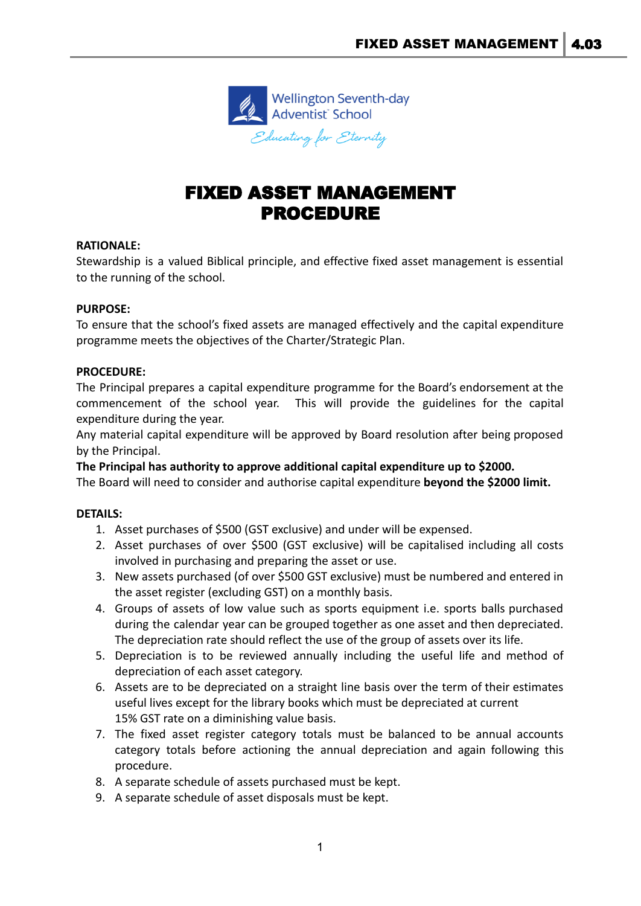Wellington Seventh-day Adventist School

*Educating for Eternity*

# FIXED ASSET MANAGEMENT PROCEDURE

**RATIONALE:**

Stewardship is a valued Biblical principle, and effective fixed asset management is essential to the running of the school.

**PURPOSE:**

To ensure that the school's fixed assets are managed effectively and the capital expenditure programme meets the objectives of the Charter/Strategic Plan.

**PROCEDURE:**

The Principal prepares a capital expenditure programme for the Board's endorsement at the commencement of the school year. This will provide the guidelines for the capital expenditure during the year.

Any material capital expenditure will be approved by Board resolution after being proposed by the Principal.

**The Principal has authority to approve additional capital expenditure up to $2000.**

The Board will need to consider and authorise capital expenditure **beyond the $2000 limit.**

**DETAILS:**

1. Asset purchases of $500 (GST exclusive) and under will be expensed.
2. Asset purchases of over $500 (GST exclusive) will be capitalised including all costs involved in purchasing and preparing the asset or use.
3. New assets purchased (of over $500 GST exclusive) must be numbered and entered in the asset register (excluding GST) on a monthly basis.
4. Groups of assets of low value such as sports equipment i.e. sports balls purchased during the calendar year can be grouped together as one asset and then depreciated. The depreciation rate should reflect the use of the group of assets over its life.
5. Depreciation is to be reviewed annually including the useful life and method of depreciation of each asset category.
6. Assets are to be depreciated on a straight line basis over the term of their estimates useful lives except for the library books which must be depreciated at current 15% GST rate on a diminishing value basis.
7. The fixed asset register category totals must be balanced to be annual accounts category totals before actioning the annual depreciation and again following this procedure.
8. A separate schedule of assets purchased must be kept.
9. A separate schedule of asset disposals must be kept.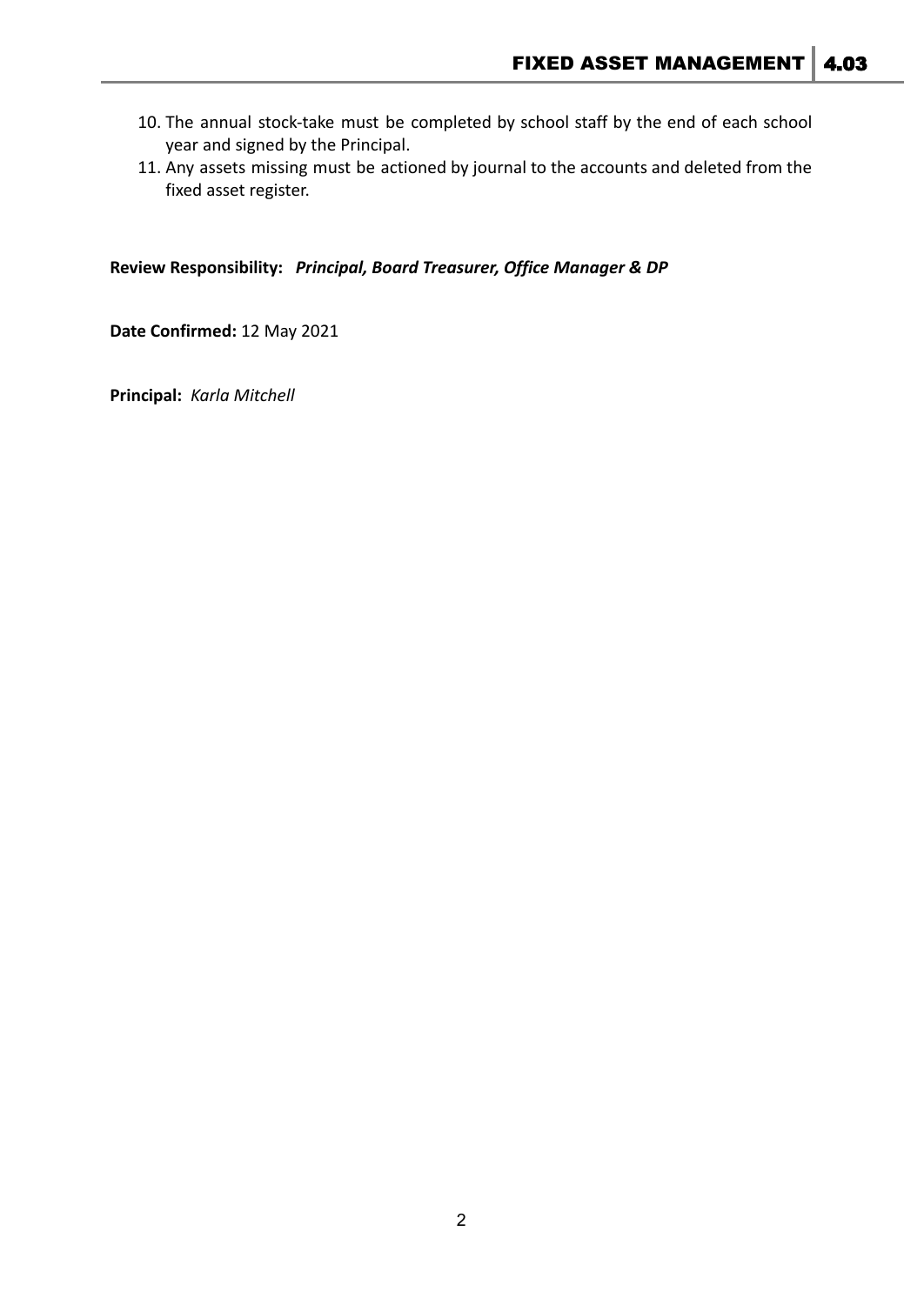10. The annual stock-take must be completed by school staff by the end of each school year and signed by the Principal.
11. Any assets missing must be actioned by journal to the accounts and deleted from the fixed asset register.

**Review Responsibility:** ***Principal, Board Treasurer, Office Manager & DP***

**Date Confirmed:** 12 May 2021

**Principal:** *Karla Mitchell*